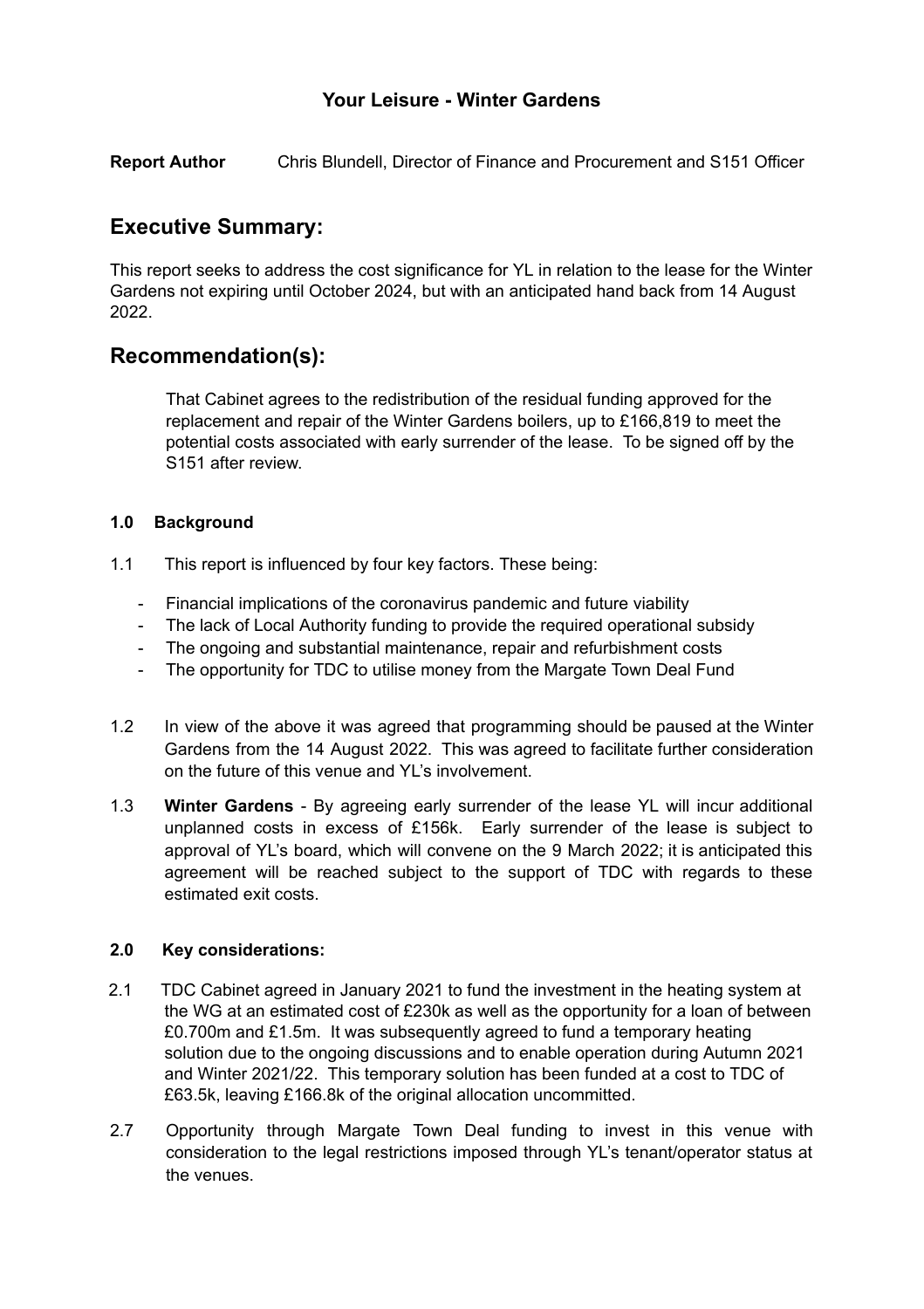# Your Leisure - Winter Gardens

**Report Author** Chris Blundell, Director of Finance and Procurement and S151 Officer

## Executive Summary:

This report seeks to address the cost significance for YL in relation to the lease for the Winter Gardens not expiring until October 2024, but with an anticipated hand back from 14 August 2022.

## Recommendation(s):

That Cabinet agrees to the redistribution of the residual funding approved for the replacement and repair of the Winter Gardens boilers, up to £166,819 to meet the potential costs associated with early surrender of the lease. To be signed off by the S151 after review.

### 1.0 Background

1.1 This report is influenced by four key factors. These being:

- Financial implications of the coronavirus pandemic and future viability
- The lack of Local Authority funding to provide the required operational subsidy
- The ongoing and substantial maintenance, repair and refurbishment costs
- The opportunity for TDC to utilise money from the Margate Town Deal Fund

1.2 In view of the above it was agreed that programming should be paused at the Winter Gardens from the 14 August 2022. This was agreed to facilitate further consideration on the future of this venue and YL's involvement.

1.3 **Winter Gardens** - By agreeing early surrender of the lease YL will incur additional unplanned costs in excess of £156k. Early surrender of the lease is subject to approval of YL's board, which will convene on the 9 March 2022; it is anticipated this agreement will be reached subject to the support of TDC with regards to these estimated exit costs.

### 2.0 Key considerations:

2.1 TDC Cabinet agreed in January 2021 to fund the investment in the heating system at the WG at an estimated cost of £230k as well as the opportunity for a loan of between £0.700m and £1.5m. It was subsequently agreed to fund a temporary heating solution due to the ongoing discussions and to enable operation during Autumn 2021 and Winter 2021/22. This temporary solution has been funded at a cost to TDC of £63.5k, leaving £166.8k of the original allocation uncommitted.

2.7 Opportunity through Margate Town Deal funding to invest in this venue with consideration to the legal restrictions imposed through YL's tenant/operator status at the venues.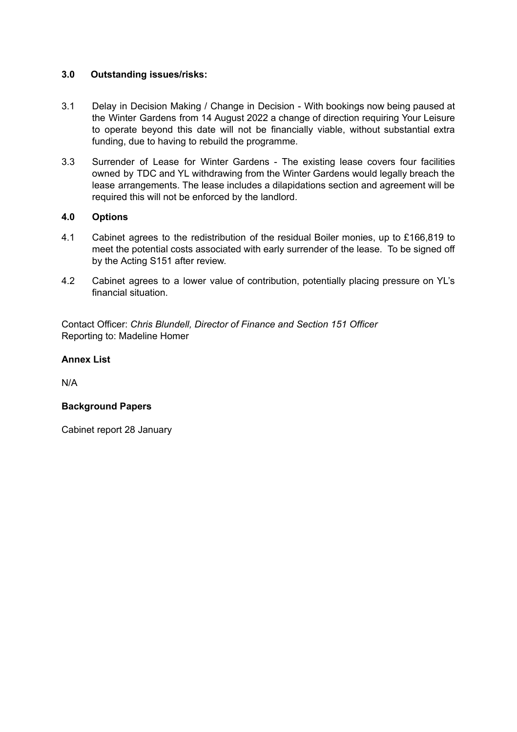### 3.0 Outstanding issues/risks:

3.1 Delay in Decision Making / Change in Decision - With bookings now being paused at the Winter Gardens from 14 August 2022 a change of direction requiring Your Leisure to operate beyond this date will not be financially viable, without substantial extra funding, due to having to rebuild the programme.

3.3 Surrender of Lease for Winter Gardens - The existing lease covers four facilities owned by TDC and YL withdrawing from the Winter Gardens would legally breach the lease arrangements. The lease includes a dilapidations section and agreement will be required this will not be enforced by the landlord.

### 4.0 Options

4.1 Cabinet agrees to the redistribution of the residual Boiler monies, up to £166,819 to meet the potential costs associated with early surrender of the lease. To be signed off by the Acting S151 after review.

4.2 Cabinet agrees to a lower value of contribution, potentially placing pressure on YL's financial situation.

Contact Officer: *Chris Blundell, Director of Finance and Section 151 Officer*
Reporting to: Madeline Homer

**Annex List**

N/A

**Background Papers**

Cabinet report 28 January